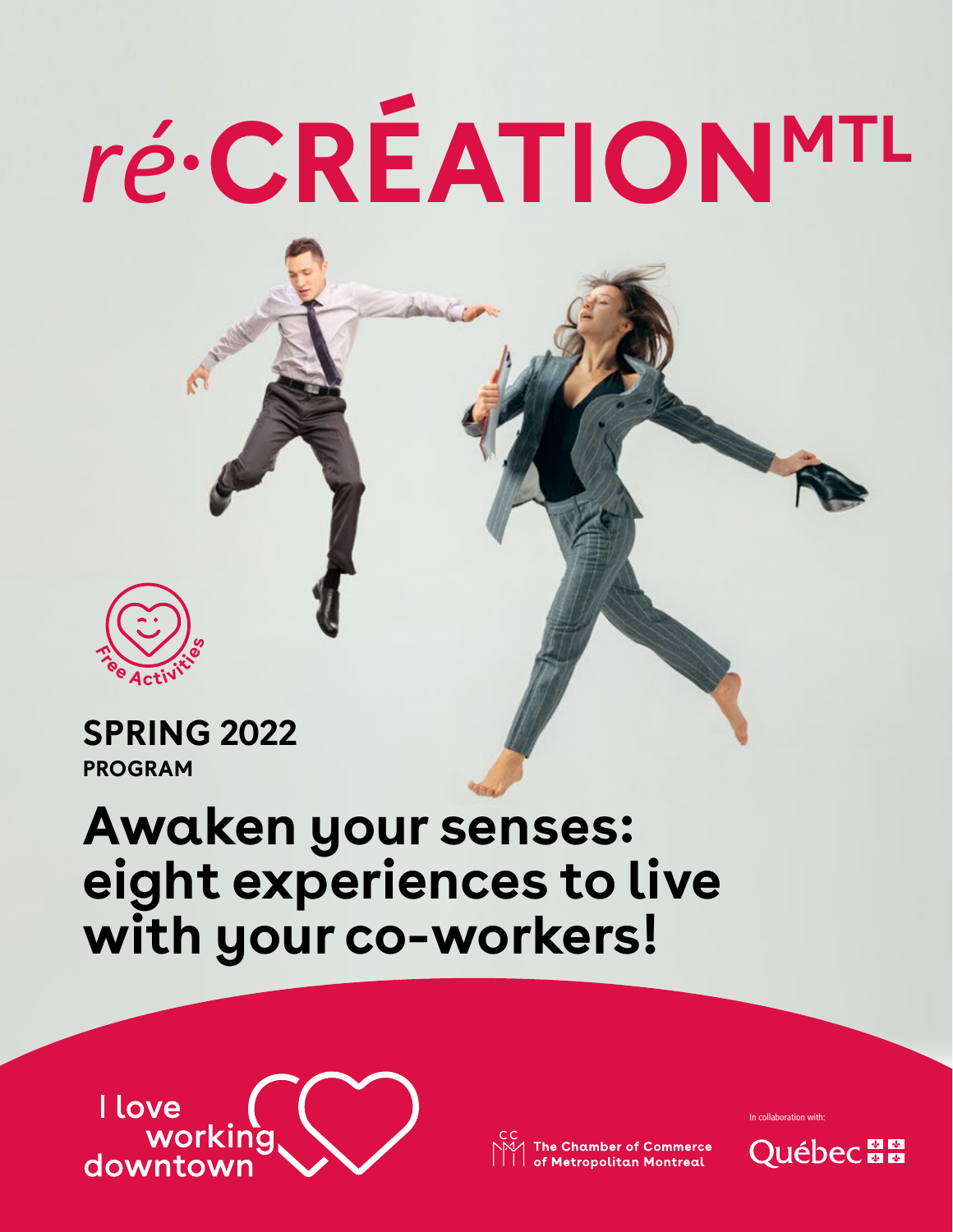# ré·CRÉATION[MTL]

Free Activities

**SPRING 2022**
**PROGRAM**

## Awaken your senses: eight experiences to live with your co-workers!

I love working downtown

The Chamber of Commerce of Metropolitan Montreal

In collaboration with:

Québec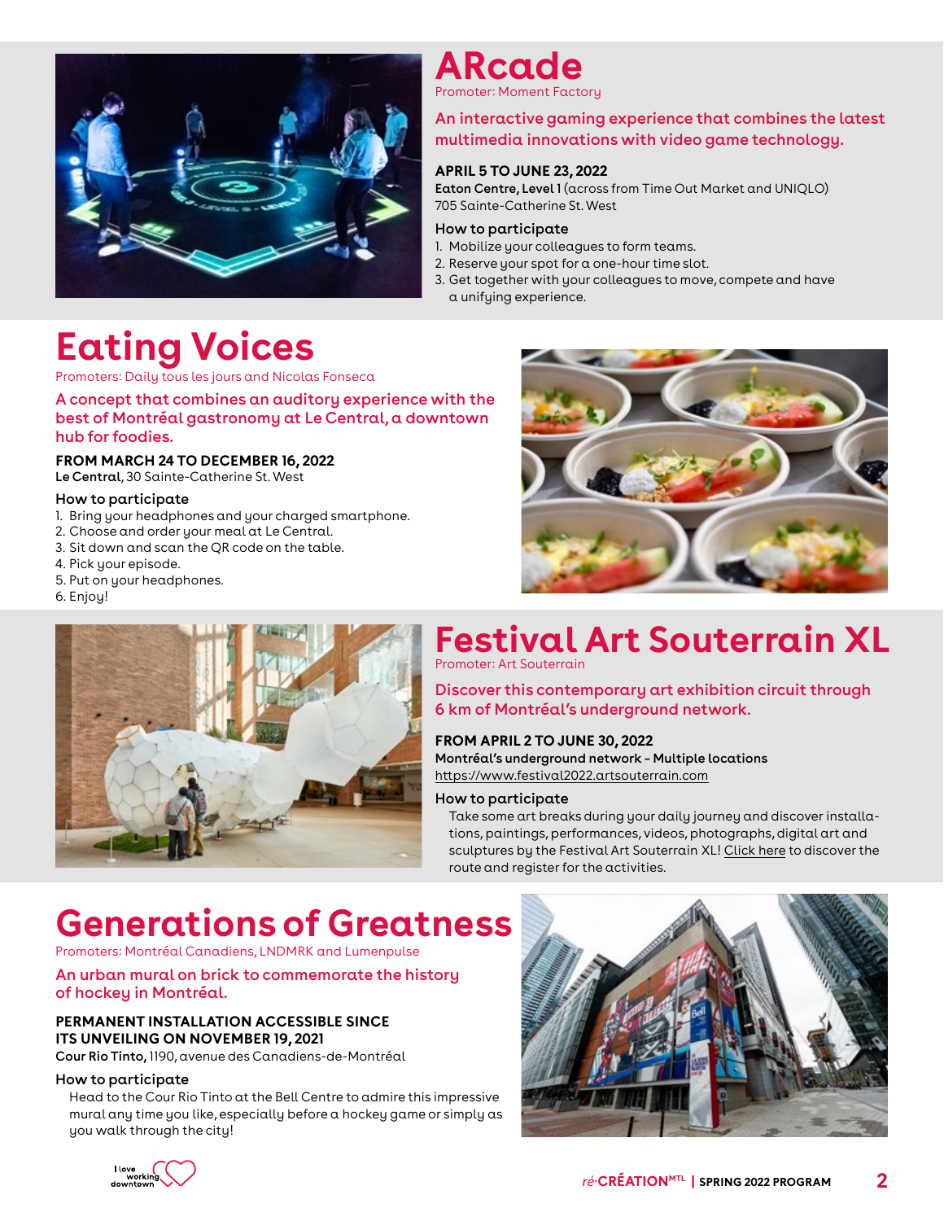# ARcade

Promoter: Moment Factory

**An interactive gaming experience that combines the latest multimedia innovations with video game technology.**

**APRIL 5 TO JUNE 23, 2022**
**Eaton Centre, Level 1** (across from Time Out Market and UNIQLO)
705 Sainte-Catherine St. West

### How to participate

1. Mobilize your colleagues to form teams.
2. Reserve your spot for a one-hour time slot.
3. Get together with your colleagues to move, compete and have a unifying experience.

# Eating Voices

Promoters: Daily tous les jours and Nicolas Fonseca

**A concept that combines an auditory experience with the best of Montréal gastronomy at Le Central, a downtown hub for foodies.**

**FROM MARCH 24 TO DECEMBER 16, 2022**
**Le Central**, 30 Sainte-Catherine St. West

### How to participate

1. Bring your headphones and your charged smartphone.
2. Choose and order your meal at Le Central.
3. Sit down and scan the QR code on the table.
4. Pick your episode.
5. Put on your headphones.
6. Enjoy!

# Festival Art Souterrain XL

Promoter: Art Souterrain

**Discover this contemporary art exhibition circuit through 6 km of Montréal's underground network.**

**FROM APRIL 2 TO JUNE 30, 2022**
**Montréal's underground network - Multiple locations**
https://www.festival2022.artsouterrain.com

### How to participate

Take some art breaks during your daily journey and discover installations, paintings, performances, videos, photographs, digital art and sculptures by the Festival Art Souterrain XL! Click here to discover the route and register for the activities.

# Generations of Greatness

Promoters: Montréal Canadiens, LNDMRK and Lumenpulse

**An urban mural on brick to commemorate the history of hockey in Montréal.**

**PERMANENT INSTALLATION ACCESSIBLE SINCE ITS UNVEILING ON NOVEMBER 19, 2021**
**Cour Rio Tinto,** 1190, avenue des Canadiens-de-Montréal

### How to participate

Head to the Cour Rio Tinto at the Bell Centre to admire this impressive mural any time you like, especially before a hockey game or simply as you walk through the city!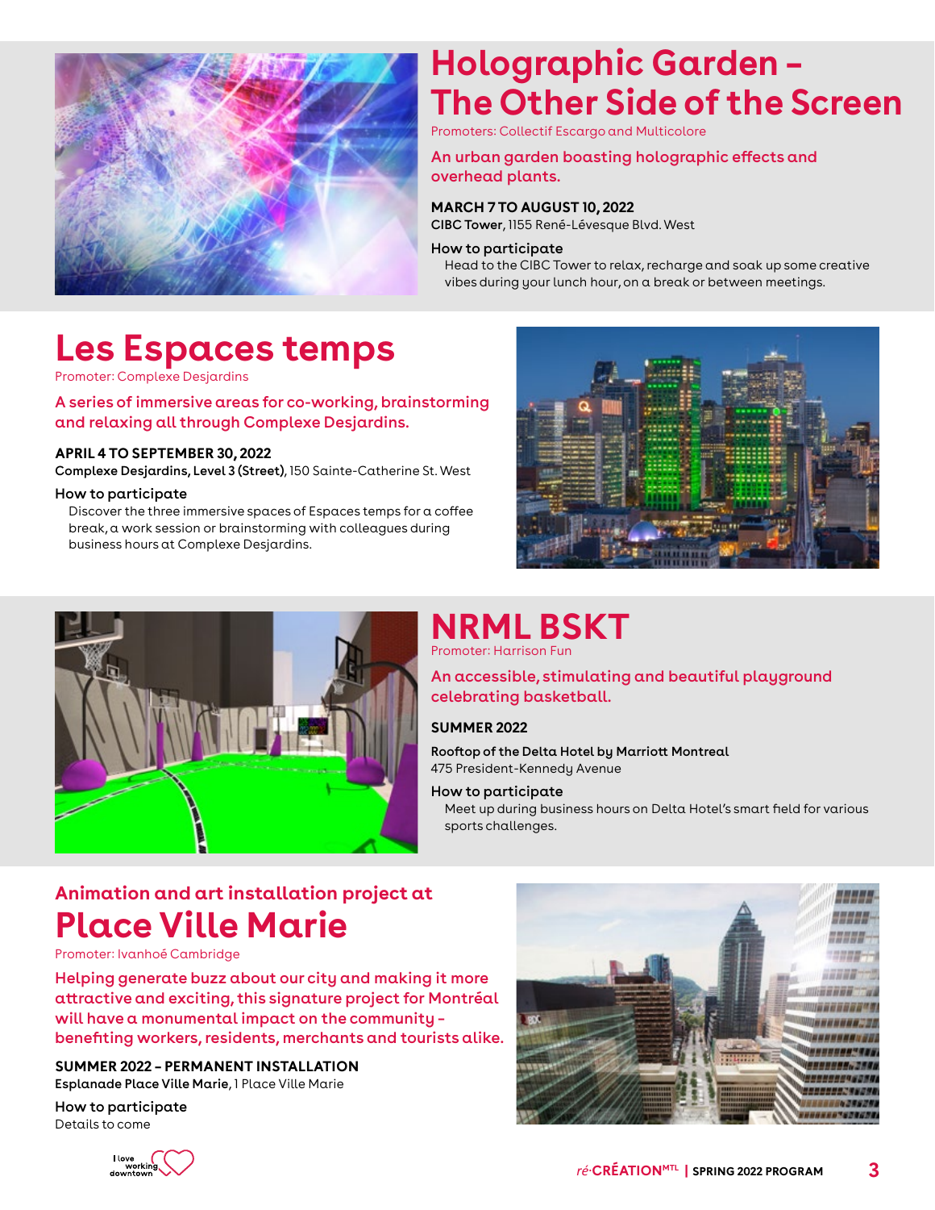## Holographic Garden – The Other Side of the Screen

Promoters: Collectif Escargo and Multicolore

An urban garden boasting holographic effects and overhead plants.

**MARCH 7 TO AUGUST 10, 2022**
**CIBC Tower**, 1155 René-Lévesque Blvd. West

**How to participate**
Head to the CIBC Tower to relax, recharge and soak up some creative vibes during your lunch hour, on a break or between meetings.

## Les Espaces temps

Promoter: Complexe Desjardins

A series of immersive areas for co-working, brainstorming and relaxing all through Complexe Desjardins.

**APRIL 4 TO SEPTEMBER 30, 2022**
**Complexe Desjardins, Level 3 (Street)**, 150 Sainte-Catherine St. West

**How to participate**
Discover the three immersive spaces of Espaces temps for a coffee break, a work session or brainstorming with colleagues during business hours at Complexe Desjardins.

## NRML BSKT

Promoter: Harrison Fun

An accessible, stimulating and beautiful playground celebrating basketball.

**SUMMER 2022**

**Rooftop of the Delta Hotel by Marriott Montreal**
475 President-Kennedy Avenue

**How to participate**
Meet up during business hours on Delta Hotel's smart field for various sports challenges.

### Animation and art installation project at

## Place Ville Marie

Promoter: Ivanhoé Cambridge

Helping generate buzz about our city and making it more attractive and exciting, this signature project for Montréal will have a monumental impact on the community – benefiting workers, residents, merchants and tourists alike.

**SUMMER 2022 – PERMANENT INSTALLATION**
**Esplanade Place Ville Marie**, 1 Place Ville Marie

**How to participate**
Details to come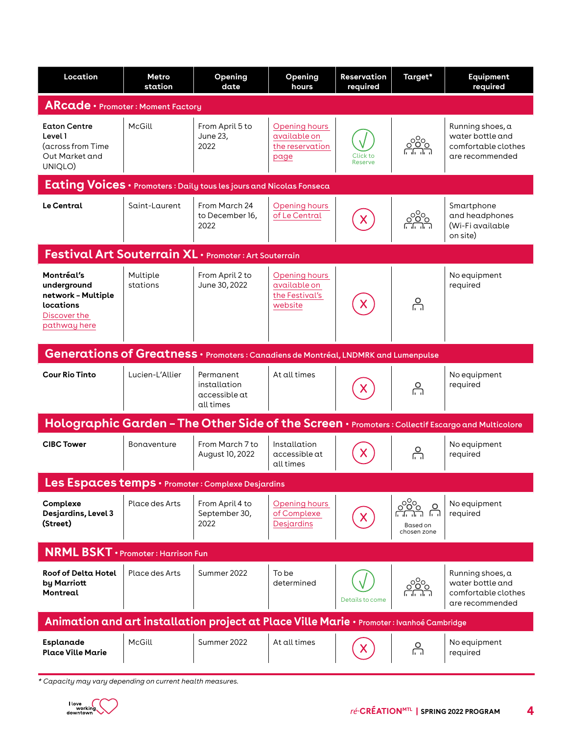| Location | Metro station | Opening date | Opening hours | Reservation required | Target* | Equipment required |
|---|---|---|---|---|---|---|
| **ARcade** • Promoter : Moment Factory | | | | | | |
| **Eaton Centre Level 1** (across from Time Out Market and UNIQLO) | McGill | From April 5 to June 23, 2022 | Opening hours available on the reservation page | ✓ Click to Reserve | Group | Running shoes, a water bottle and comfortable clothes are recommended |
| **Eating Voices** • Promoters : Daily tous les jours and Nicolas Fonseca | | | | | | |
| **Le Central** | Saint-Laurent | From March 24 to December 16, 2022 | Opening hours of Le Central | X | Group | Smartphone and headphones (Wi-Fi available on site) |
| **Festival Art Souterrain XL** • Promoter : Art Souterrain | | | | | | |
| **Montréal's underground network – Multiple locations** Discover the pathway here | Multiple stations | From April 2 to June 30, 2022 | Opening hours available on the Festival's website | X | Individual | No equipment required |
| **Generations of Greatness** • Promoters : Canadiens de Montréal, LNDMRK and Lumenpulse | | | | | | |
| **Cour Rio Tinto** | Lucien-L'Allier | Permanent installation accessible at all times | At all times | X | Individual | No equipment required |
| **Holographic Garden – The Other Side of the Screen** • Promoters : Collectif Escargo and Multicolore | | | | | | |
| **CIBC Tower** | Bonaventure | From March 7 to August 10, 2022 | Installation accessible at all times | X | Individual | No equipment required |
| **Les Espaces temps** • Promoter : Complexe Desjardins | | | | | | |
| **Complexe Desjardins, Level 3 (Street)** | Place des Arts | From April 4 to September 30, 2022 | Opening hours of Complexe Desjardins | X | Group / Individual — Based on chosen zone | No equipment required |
| **NRML BSKT** • Promoter : Harrison Fun | | | | | | |
| **Roof of Delta Hotel by Marriott Montreal** | Place des Arts | Summer 2022 | To be determined | ✓ Details to come | Group | Running shoes, a water bottle and comfortable clothes are recommended |
| **Animation and art installation project at Place Ville Marie** • Promoter : Ivanhoé Cambridge | | | | | | |
| **Esplanade Place Ville Marie** | McGill | Summer 2022 | At all times | X | Individual | No equipment required |

*\* Capacity may vary depending on current health measures.*